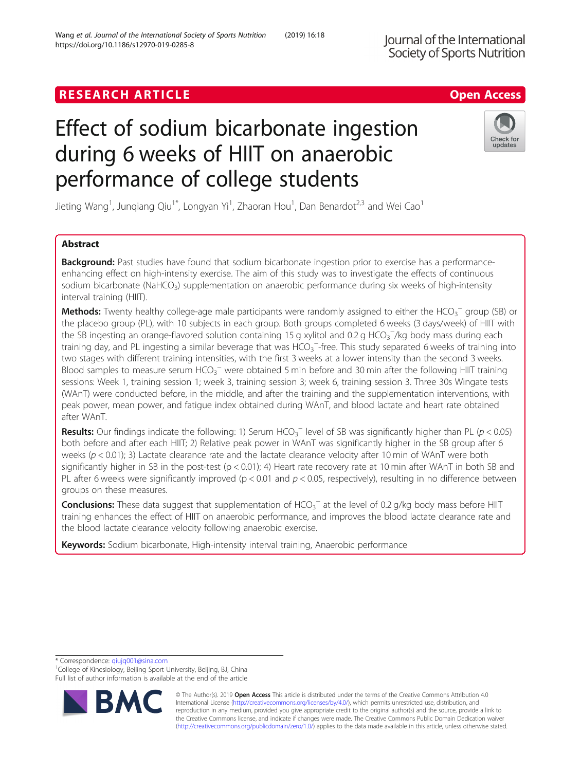RESEARCH ARTICLE

Open Access

# Effect of sodium bicarbonate ingestion during 6 weeks of HIIT on anaerobic performance of college students

Jieting Wang[1], Junqiang Qiu[1*], Longyan Yi[1], Zhaoran Hou[1], Dan Benardot[2,3] and Wei Cao[1]

## Abstract

**Background:** Past studies have found that sodium bicarbonate ingestion prior to exercise has a performance-enhancing effect on high-intensity exercise. The aim of this study was to investigate the effects of continuous sodium bicarbonate ($NaHCO_3$) supplementation on anaerobic performance during six weeks of high-intensity interval training (HIIT).

**Methods:** Twenty healthy college-age male participants were randomly assigned to either the $HCO_3^-$ group (SB) or the placebo group (PL), with 10 subjects in each group. Both groups completed 6 weeks (3 days/week) of HIIT with the SB ingesting an orange-flavored solution containing 15 g xylitol and 0.2 g $HCO_3^-$/kg body mass during each training day, and PL ingesting a similar beverage that was $HCO_3^-$-free. This study separated 6 weeks of training into two stages with different training intensities, with the first 3 weeks at a lower intensity than the second 3 weeks. Blood samples to measure serum $HCO_3^-$ were obtained 5 min before and 30 min after the following HIIT training sessions: Week 1, training session 1; week 3, training session 3; week 6, training session 3. Three 30s Wingate tests (WAnT) were conducted before, in the middle, and after the training and the supplementation interventions, with peak power, mean power, and fatigue index obtained during WAnT, and blood lactate and heart rate obtained after WAnT.

**Results:** Our findings indicate the following: 1) Serum $HCO_3^-$ level of SB was significantly higher than PL ($p < 0.05$) both before and after each HIIT; 2) Relative peak power in WAnT was significantly higher in the SB group after 6 weeks ($p < 0.01$); 3) Lactate clearance rate and the lactate clearance velocity after 10 min of WAnT were both significantly higher in SB in the post-test ($p < 0.01$); 4) Heart rate recovery rate at 10 min after WAnT in both SB and PL after 6 weeks were significantly improved ($p < 0.01$ and $p < 0.05$, respectively), resulting in no difference between groups on these measures.

**Conclusions:** These data suggest that supplementation of $HCO_3^-$ at the level of 0.2 g/kg body mass before HIIT training enhances the effect of HIIT on anaerobic performance, and improves the blood lactate clearance rate and the blood lactate clearance velocity following anaerobic exercise.

**Keywords:** Sodium bicarbonate, High-intensity interval training, Anaerobic performance

---

* Correspondence: qiujq001@sina.com
[1]College of Kinesiology, Beijing Sport University, Beijing, BJ, China
Full list of author information is available at the end of the article

© The Author(s). 2019 **Open Access** This article is distributed under the terms of the Creative Commons Attribution 4.0 International License (http://creativecommons.org/licenses/by/4.0/), which permits unrestricted use, distribution, and reproduction in any medium, provided you give appropriate credit to the original author(s) and the source, provide a link to the Creative Commons license, and indicate if changes were made. The Creative Commons Public Domain Dedication waiver (http://creativecommons.org/publicdomain/zero/1.0/) applies to the data made available in this article, unless otherwise stated.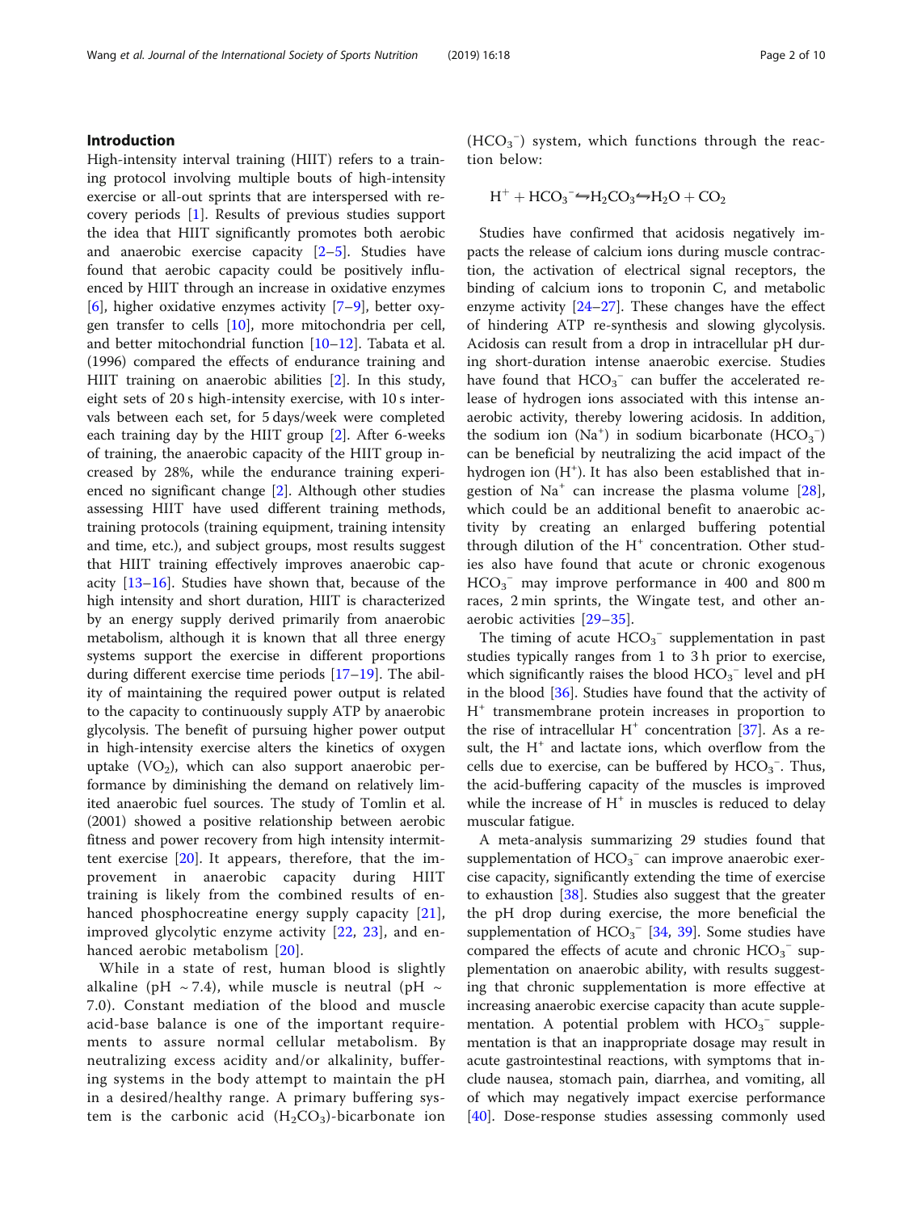## Introduction

High-intensity interval training (HIIT) refers to a training protocol involving multiple bouts of high-intensity exercise or all-out sprints that are interspersed with recovery periods [1]. Results of previous studies support the idea that HIIT significantly promotes both aerobic and anaerobic exercise capacity [2–5]. Studies have found that aerobic capacity could be positively influenced by HIIT through an increase in oxidative enzymes [6], higher oxidative enzymes activity [7–9], better oxygen transfer to cells [10], more mitochondria per cell, and better mitochondrial function [10–12]. Tabata et al. (1996) compared the effects of endurance training and HIIT training on anaerobic abilities [2]. In this study, eight sets of 20 s high-intensity exercise, with 10 s intervals between each set, for 5 days/week were completed each training day by the HIIT group [2]. After 6-weeks of training, the anaerobic capacity of the HIIT group increased by 28%, while the endurance training experienced no significant change [2]. Although other studies assessing HIIT have used different training methods, training protocols (training equipment, training intensity and time, etc.), and subject groups, most results suggest that HIIT training effectively improves anaerobic capacity [13–16]. Studies have shown that, because of the high intensity and short duration, HIIT is characterized by an energy supply derived primarily from anaerobic metabolism, although it is known that all three energy systems support the exercise in different proportions during different exercise time periods [17–19]. The ability of maintaining the required power output is related to the capacity to continuously supply ATP by anaerobic glycolysis. The benefit of pursuing higher power output in high-intensity exercise alters the kinetics of oxygen uptake ($VO_2$), which can also support anaerobic performance by diminishing the demand on relatively limited anaerobic fuel sources. The study of Tomlin et al. (2001) showed a positive relationship between aerobic fitness and power recovery from high intensity intermittent exercise [20]. It appears, therefore, that the improvement in anaerobic capacity during HIIT training is likely from the combined results of enhanced phosphocreatine energy supply capacity [21], improved glycolytic enzyme activity [22, 23], and enhanced aerobic metabolism [20].

While in a state of rest, human blood is slightly alkaline (pH ~ 7.4), while muscle is neutral (pH ~ 7.0). Constant mediation of the blood and muscle acid-base balance is one of the important requirements to assure normal cellular metabolism. By neutralizing excess acidity and/or alkalinity, buffering systems in the body attempt to maintain the pH in a desired/healthy range. A primary buffering system is the carbonic acid ($H_2CO_3$)-bicarbonate ion ($HCO_3^-$) system, which functions through the reaction below:

$$H^+ + HCO_3^- \leftrightharpoons H_2CO_3 \leftrightharpoons H_2O + CO_2$$

Studies have confirmed that acidosis negatively impacts the release of calcium ions during muscle contraction, the activation of electrical signal receptors, the binding of calcium ions to troponin C, and metabolic enzyme activity [24–27]. These changes have the effect of hindering ATP re-synthesis and slowing glycolysis. Acidosis can result from a drop in intracellular pH during short-duration intense anaerobic exercise. Studies have found that $HCO_3^-$ can buffer the accelerated release of hydrogen ions associated with this intense anaerobic activity, thereby lowering acidosis. In addition, the sodium ion ($Na^+$) in sodium bicarbonate ($HCO_3^-$) can be beneficial by neutralizing the acid impact of the hydrogen ion ($H^+$). It has also been established that ingestion of $Na^+$ can increase the plasma volume [28], which could be an additional benefit to anaerobic activity by creating an enlarged buffering potential through dilution of the $H^+$ concentration. Other studies also have found that acute or chronic exogenous $HCO_3^-$ may improve performance in 400 and 800 m races, 2 min sprints, the Wingate test, and other anaerobic activities [29–35].

The timing of acute $HCO_3^-$ supplementation in past studies typically ranges from 1 to 3 h prior to exercise, which significantly raises the blood $HCO_3^-$ level and pH in the blood [36]. Studies have found that the activity of $H^+$ transmembrane protein increases in proportion to the rise of intracellular $H^+$ concentration [37]. As a result, the $H^+$ and lactate ions, which overflow from the cells due to exercise, can be buffered by $HCO_3^-$. Thus, the acid-buffering capacity of the muscles is improved while the increase of $H^+$ in muscles is reduced to delay muscular fatigue.

A meta-analysis summarizing 29 studies found that supplementation of $HCO_3^-$ can improve anaerobic exercise capacity, significantly extending the time of exercise to exhaustion [38]. Studies also suggest that the greater the pH drop during exercise, the more beneficial the supplementation of $HCO_3^-$ [34, 39]. Some studies have compared the effects of acute and chronic $HCO_3^-$ supplementation on anaerobic ability, with results suggesting that chronic supplementation is more effective at increasing anaerobic exercise capacity than acute supplementation. A potential problem with $HCO_3^-$ supplementation is that an inappropriate dosage may result in acute gastrointestinal reactions, with symptoms that include nausea, stomach pain, diarrhea, and vomiting, all of which may negatively impact exercise performance [40]. Dose-response studies assessing commonly used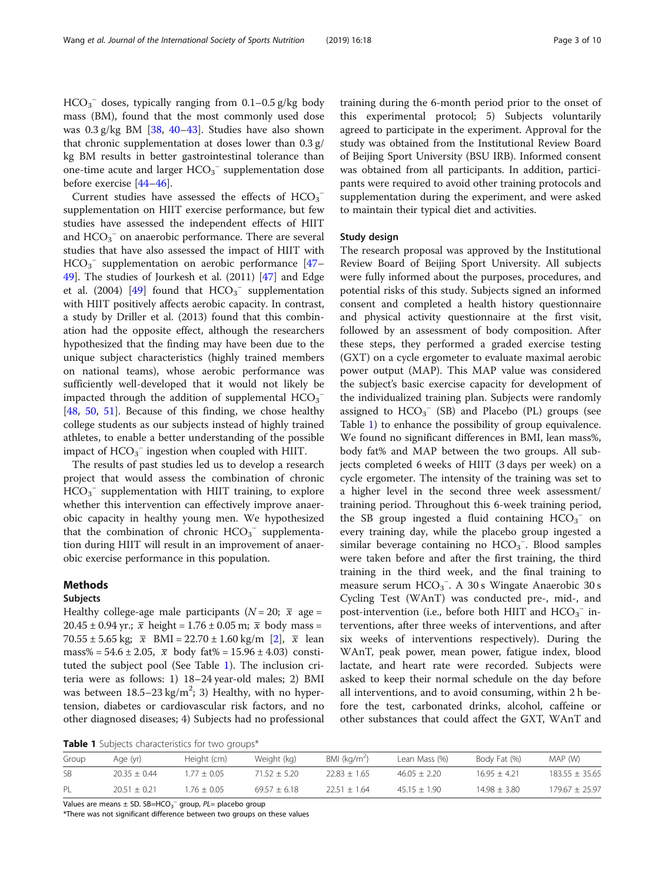$HCO_3^-$ doses, typically ranging from 0.1–0.5 g/kg body mass (BM), found that the most commonly used dose was 0.3 g/kg BM [38, 40–43]. Studies have also shown that chronic supplementation at doses lower than 0.3 g/kg BM results in better gastrointestinal tolerance than one-time acute and larger $HCO_3^-$ supplementation dose before exercise [44–46].

Current studies have assessed the effects of $HCO_3^-$ supplementation on HIIT exercise performance, but few studies have assessed the independent effects of HIIT and $HCO_3^-$ on anaerobic performance. There are several studies that have also assessed the impact of HIIT with $HCO_3^-$ supplementation on aerobic performance [47–49]. The studies of Jourkesh et al. (2011) [47] and Edge et al. (2004) [49] found that $HCO_3^-$ supplementation with HIIT positively affects aerobic capacity. In contrast, a study by Driller et al. (2013) found that this combination had the opposite effect, although the researchers hypothesized that the finding may have been due to the unique subject characteristics (highly trained members on national teams), whose aerobic performance was sufficiently well-developed that it would not likely be impacted through the addition of supplemental $HCO_3^-$ [48, 50, 51]. Because of this finding, we chose healthy college students as our subjects instead of highly trained athletes, to enable a better understanding of the possible impact of $HCO_3^-$ ingestion when coupled with HIIT.

The results of past studies led us to develop a research project that would assess the combination of chronic $HCO_3^-$ supplementation with HIIT training, to explore whether this intervention can effectively improve anaerobic capacity in healthy young men. We hypothesized that the combination of chronic $HCO_3^-$ supplementation during HIIT will result in an improvement of anaerobic exercise performance in this population.

## Methods

### Subjects

Healthy college-age male participants ($N = 20$; $\bar{x}$ age = 20.45 ± 0.94 yr.; $\bar{x}$ height = 1.76 ± 0.05 m; $\bar{x}$ body mass = 70.55 ± 5.65 kg; $\bar{x}$ BMI = 22.70 ± 1.60 kg/m [2], $\bar{x}$ lean mass% = 54.6 ± 2.05, $\bar{x}$ body fat% = 15.96 ± 4.03) constituted the subject pool (See Table 1). The inclusion criteria were as follows: 1) 18–24 year-old males; 2) BMI was between 18.5–23 kg/m$^2$; 3) Healthy, with no hypertension, diabetes or cardiovascular risk factors, and no other diagnosed diseases; 4) Subjects had no professional training during the 6-month period prior to the onset of this experimental protocol; 5) Subjects voluntarily agreed to participate in the experiment. Approval for the study was obtained from the Institutional Review Board of Beijing Sport University (BSU IRB). Informed consent was obtained from all participants. In addition, participants were required to avoid other training protocols and supplementation during the experiment, and were asked to maintain their typical diet and activities.

### Study design

The research proposal was approved by the Institutional Review Board of Beijing Sport University. All subjects were fully informed about the purposes, procedures, and potential risks of this study. Subjects signed an informed consent and completed a health history questionnaire and physical activity questionnaire at the first visit, followed by an assessment of body composition. After these steps, they performed a graded exercise testing (GXT) on a cycle ergometer to evaluate maximal aerobic power output (MAP). This MAP value was considered the subject's basic exercise capacity for development of the individualized training plan. Subjects were randomly assigned to $HCO_3^-$ (SB) and Placebo (PL) groups (see Table 1) to enhance the possibility of group equivalence. We found no significant differences in BMI, lean mass%, body fat% and MAP between the two groups. All subjects completed 6 weeks of HIIT (3 days per week) on a cycle ergometer. The intensity of the training was set to a higher level in the second three week assessment/training period. Throughout this 6-week training period, the SB group ingested a fluid containing $HCO_3^-$ on every training day, while the placebo group ingested a similar beverage containing no $HCO_3^-$. Blood samples were taken before and after the first training, the third training in the third week, and the final training to measure serum $HCO_3^-$. A 30 s Wingate Anaerobic 30 s Cycling Test (WAnT) was conducted pre-, mid-, and post-intervention (i.e., before both HIIT and $HCO_3^-$ interventions, after three weeks of interventions, and after six weeks of interventions respectively). During the WAnT, peak power, mean power, fatigue index, blood lactate, and heart rate were recorded. Subjects were asked to keep their normal schedule on the day before all interventions, and to avoid consuming, within 2 h before the test, carbonated drinks, alcohol, caffeine or other substances that could affect the GXT, WAnT and

**Table 1** Subjects characteristics for two groups*

| Group | Age (yr) | Height (cm) | Weight (kg) | BMI (kg/m$^2$) | Lean Mass (%) | Body Fat (%) | MAP (W) |
|---|---|---|---|---|---|---|---|
| SB | 20.35 ± 0.44 | 1.77 ± 0.05 | 71.52 ± 5.20 | 22.83 ± 1.65 | 46.05 ± 2.20 | 16.95 ± 4.21 | 183.55 ± 35.65 |
| PL | 20.51 ± 0.21 | 1.76 ± 0.05 | 69.57 ± 6.18 | 22.51 ± 1.64 | 45.15 ± 1.90 | 14.98 ± 3.80 | 179.67 ± 25.97 |

Values are means ± SD. SB=$HCO_3^-$ group, *PL*= placebo group

*There was not significant difference between two groups on these values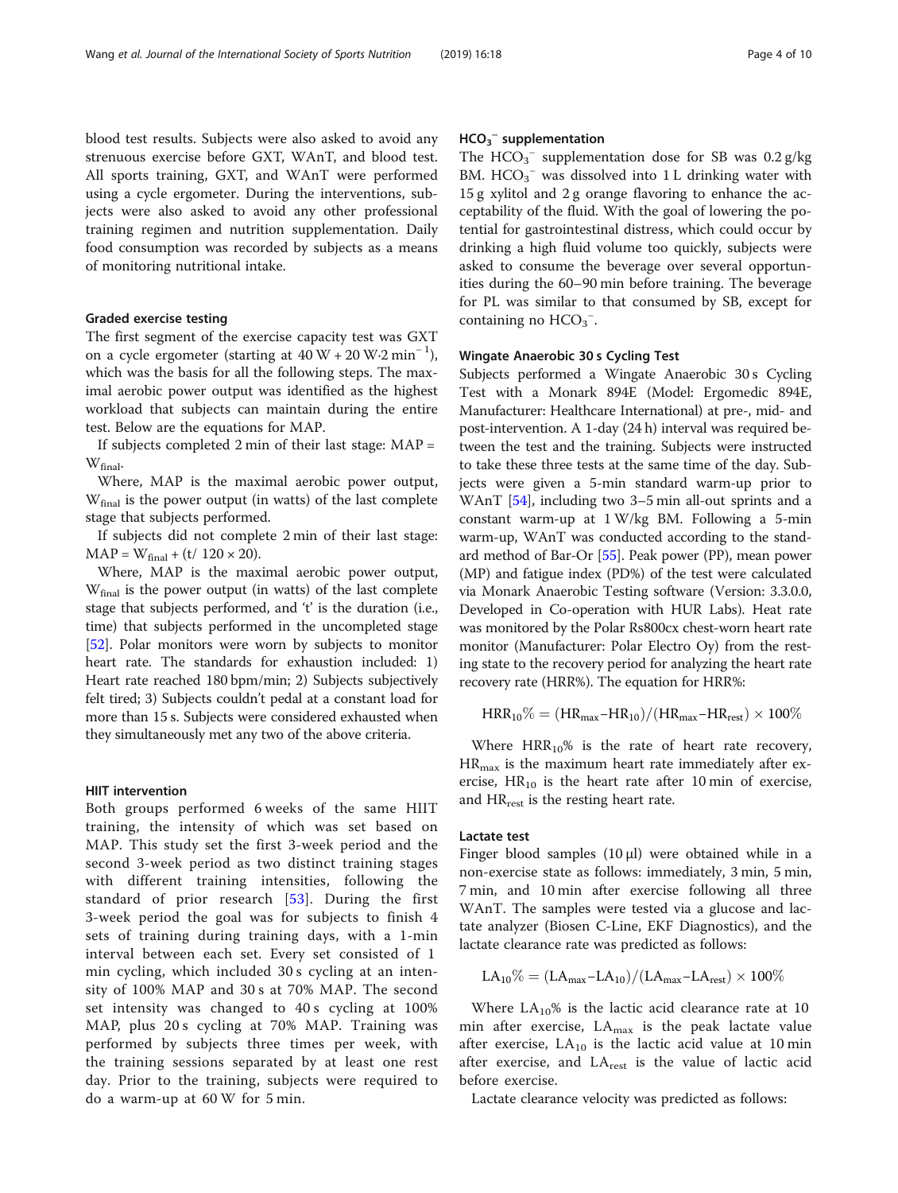blood test results. Subjects were also asked to avoid any strenuous exercise before GXT, WAnT, and blood test. All sports training, GXT, and WAnT were performed using a cycle ergometer. During the interventions, subjects were also asked to avoid any other professional training regimen and nutrition supplementation. Daily food consumption was recorded by subjects as a means of monitoring nutritional intake.

### Graded exercise testing

The first segment of the exercise capacity test was GXT on a cycle ergometer (starting at $40\ \text{W} + 20\ \text{W}{\cdot}2\ \text{min}^{-1}$), which was the basis for all the following steps. The maximal aerobic power output was identified as the highest workload that subjects can maintain during the entire test. Below are the equations for MAP.

If subjects completed 2 min of their last stage: $\text{MAP} = W_{final}$.

Where, MAP is the maximal aerobic power output, $W_{final}$ is the power output (in watts) of the last complete stage that subjects performed.

If subjects did not complete 2 min of their last stage: $\text{MAP} = W_{final} + (t/\ 120 \times 20)$.

Where, MAP is the maximal aerobic power output, $W_{final}$ is the power output (in watts) of the last complete stage that subjects performed, and 't' is the duration (i.e., time) that subjects performed in the uncompleted stage [52]. Polar monitors were worn by subjects to monitor heart rate. The standards for exhaustion included: 1) Heart rate reached 180 bpm/min; 2) Subjects subjectively felt tired; 3) Subjects couldn't pedal at a constant load for more than 15 s. Subjects were considered exhausted when they simultaneously met any two of the above criteria.

### HIIT intervention

Both groups performed 6 weeks of the same HIIT training, the intensity of which was set based on MAP. This study set the first 3-week period and the second 3-week period as two distinct training stages with different training intensities, following the standard of prior research [53]. During the first 3-week period the goal was for subjects to finish 4 sets of training during training days, with a 1-min interval between each set. Every set consisted of 1 min cycling, which included 30 s cycling at an intensity of 100% MAP and 30 s at 70% MAP. The second set intensity was changed to 40 s cycling at 100% MAP, plus 20 s cycling at 70% MAP. Training was performed by subjects three times per week, with the training sessions separated by at least one rest day. Prior to the training, subjects were required to do a warm-up at 60 W for 5 min.

### $HCO_3^-$ supplementation

The $HCO_3^-$ supplementation dose for SB was 0.2 g/kg BM. $HCO_3^-$ was dissolved into 1 L drinking water with 15 g xylitol and 2 g orange flavoring to enhance the acceptability of the fluid. With the goal of lowering the potential for gastrointestinal distress, which could occur by drinking a high fluid volume too quickly, subjects were asked to consume the beverage over several opportunities during the 60–90 min before training. The beverage for PL was similar to that consumed by SB, except for containing no $HCO_3^-$.

### Wingate Anaerobic 30 s Cycling Test

Subjects performed a Wingate Anaerobic 30 s Cycling Test with a Monark 894E (Model: Ergomedic 894E, Manufacturer: Healthcare International) at pre-, mid- and post-intervention. A 1-day (24 h) interval was required between the test and the training. Subjects were instructed to take these three tests at the same time of the day. Subjects were given a 5-min standard warm-up prior to WAnT [54], including two 3–5 min all-out sprints and a constant warm-up at 1 W/kg BM. Following a 5-min warm-up, WAnT was conducted according to the standard method of Bar-Or [55]. Peak power (PP), mean power (MP) and fatigue index (PD%) of the test were calculated via Monark Anaerobic Testing software (Version: 3.3.0.0, Developed in Co-operation with HUR Labs). Heat rate was monitored by the Polar Rs800cx chest-worn heart rate monitor (Manufacturer: Polar Electro Oy) from the resting state to the recovery period for analyzing the heart rate recovery rate (HRR%). The equation for HRR%:

$$HRR_{10}\% = (HR_{max} - HR_{10})/(HR_{max} - HR_{rest}) \times 100\%$$

Where $HRR_{10}\%$ is the rate of heart rate recovery, $HR_{max}$ is the maximum heart rate immediately after exercise, $HR_{10}$ is the heart rate after 10 min of exercise, and $HR_{rest}$ is the resting heart rate.

### Lactate test

Finger blood samples (10 μl) were obtained while in a non-exercise state as follows: immediately, 3 min, 5 min, 7 min, and 10 min after exercise following all three WAnT. The samples were tested via a glucose and lactate analyzer (Biosen C-Line, EKF Diagnostics), and the lactate clearance rate was predicted as follows:

$$LA_{10}\% = (LA_{max} - LA_{10})/(LA_{max} - LA_{rest}) \times 100\%$$

Where $LA_{10}\%$ is the lactic acid clearance rate at 10 min after exercise, $LA_{max}$ is the peak lactate value after exercise, $LA_{10}$ is the lactic acid value at 10 min after exercise, and $LA_{rest}$ is the value of lactic acid before exercise.

Lactate clearance velocity was predicted as follows: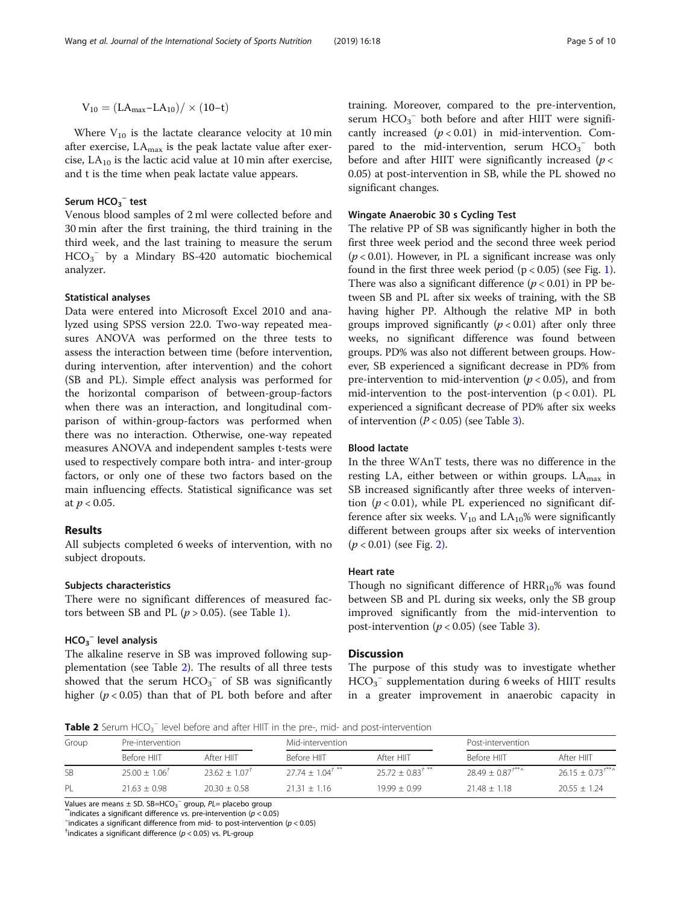$$V_{10} = (LA_{max} - LA_{10}) / \times (10 - t)$$

Where $V_{10}$ is the lactate clearance velocity at 10 min after exercise, $LA_{max}$ is the peak lactate value after exercise, $LA_{10}$ is the lactic acid value at 10 min after exercise, and t is the time when peak lactate value appears.

### Serum $HCO_3^-$ test

Venous blood samples of 2 ml were collected before and 30 min after the first training, the third training in the third week, and the last training to measure the serum $HCO_3^-$ by a Mindary BS-420 automatic biochemical analyzer.

### Statistical analyses

Data were entered into Microsoft Excel 2010 and analyzed using SPSS version 22.0. Two-way repeated measures ANOVA was performed on the three tests to assess the interaction between time (before intervention, during intervention, after intervention) and the cohort (SB and PL). Simple effect analysis was performed for the horizontal comparison of between-group-factors when there was an interaction, and longitudinal comparison of within-group-factors was performed when there was no interaction. Otherwise, one-way repeated measures ANOVA and independent samples t-tests were used to respectively compare both intra- and inter-group factors, or only one of these two factors based on the main influencing effects. Statistical significance was set at $p < 0.05$.

## Results

All subjects completed 6 weeks of intervention, with no subject dropouts.

### Subjects characteristics

There were no significant differences of measured factors between SB and PL ($p > 0.05$). (see Table 1).

### $HCO_3^-$ level analysis

The alkaline reserve in SB was improved following supplementation (see Table 2). The results of all three tests showed that the serum $HCO_3^-$ of SB was significantly higher ($p < 0.05$) than that of PL both before and after training. Moreover, compared to the pre-intervention, serum $HCO_3^-$ both before and after HIIT were significantly increased ($p < 0.01$) in mid-intervention. Compared to the mid-intervention, serum $HCO_3^-$ both before and after HIIT were significantly increased ($p < 0.05$) at post-intervention in SB, while the PL showed no significant changes.

### Wingate Anaerobic 30 s Cycling Test

The relative PP of SB was significantly higher in both the first three week period and the second three week period ($p < 0.01$). However, in PL a significant increase was only found in the first three week period ($p < 0.05$) (see Fig. 1). There was also a significant difference ($p < 0.01$) in PP between SB and PL after six weeks of training, with the SB having higher PP. Although the relative MP in both groups improved significantly ($p < 0.01$) after only three weeks, no significant difference was found between groups. PD% was also not different between groups. However, SB experienced a significant decrease in PD% from pre-intervention to mid-intervention ($p < 0.05$), and from mid-intervention to the post-intervention ($p < 0.01$). PL experienced a significant decrease of PD% after six weeks of intervention ($P < 0.05$) (see Table 3).

### Blood lactate

In the three WAnT tests, there was no difference in the resting LA, either between or within groups. $LA_{max}$ in SB increased significantly after three weeks of intervention ($p < 0.01$), while PL experienced no significant difference after six weeks. $V_{10}$ and $LA_{10}$% were significantly different between groups after six weeks of intervention ($p < 0.01$) (see Fig. 2).

### Heart rate

Though no significant difference of $HRR_{10}$% was found between SB and PL during six weeks, only the SB group improved significantly from the mid-intervention to post-intervention ($p < 0.05$) (see Table 3).

## Discussion

The purpose of this study was to investigate whether $HCO_3^-$ supplementation during 6 weeks of HIIT results in a greater improvement in anaerobic capacity in

**Table 2** Serum $HCO_3^-$ level before and after HIIT in the pre-, mid- and post-intervention

| Group | Pre-intervention | | Mid-intervention | | Post-intervention | |
|---|---|---|---|---|---|---|
| | Before HIIT | After HIIT | Before HIIT | After HIIT | Before HIIT | After HIIT |
| SB | 25.00 ± 1.06[†] | 23.62 ± 1.07[†] | 27.74 ± 1.04[† **] | 25.72 ± 0.83[† **] | 28.49 ± 0.87[†**△] | 26.15 ± 0.73[†**△] |
| PL | 21.63 ± 0.98 | 20.30 ± 0.58 | 21.31 ± 1.16 | 19.99 ± 0.99 | 21.48 ± 1.18 | 20.55 ± 1.24 |

Values are means ± SD. SB=$HCO_3^-$ group, *PL*= placebo group

[**]indicates a significant difference vs. pre-intervention ($p < 0.05$)

[△]indicates a significant difference from mid- to post-intervention ($p < 0.05$)

[†]indicates a significant difference ($p < 0.05$) vs. PL-group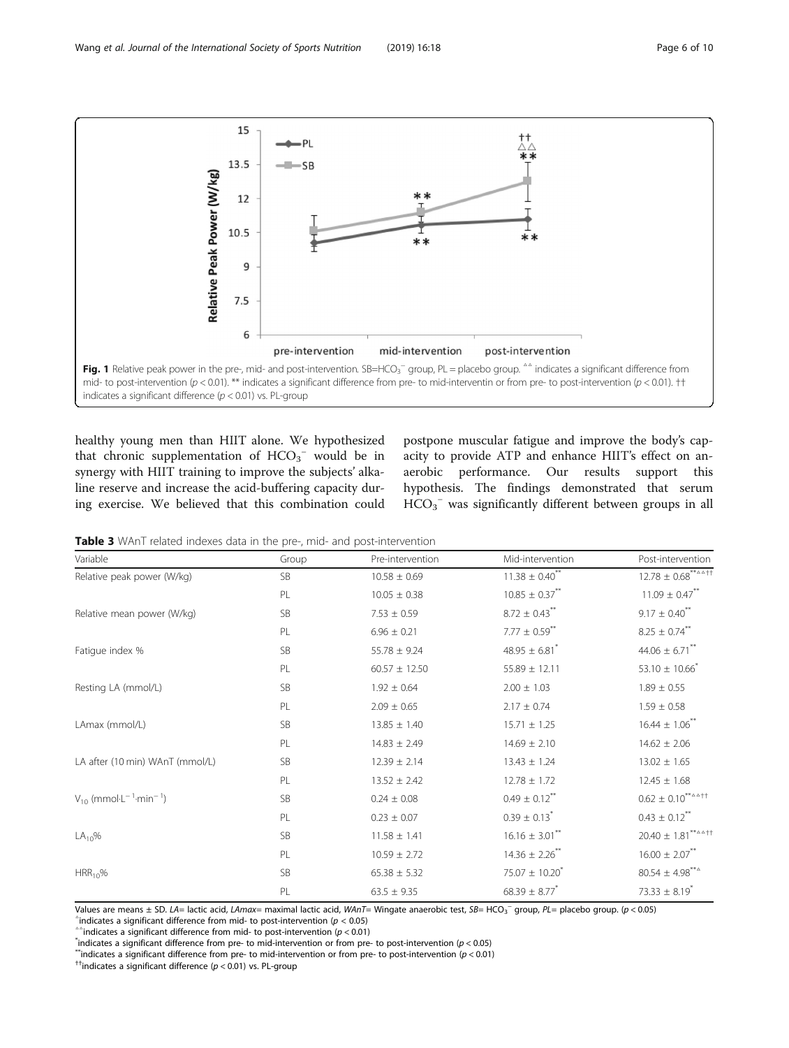Fig. 1 Relative peak power in the pre-, mid- and post-intervention. SB=$HCO_3^-$ group, PL = placebo group. ^^ indicates a significant difference from mid- to post-intervention ($p < 0.01$). ** indicates a significant difference from pre- to mid-interventin or from pre- to post-intervention ($p < 0.01$). †† indicates a significant difference ($p < 0.01$) vs. PL-group

healthy young men than HIIT alone. We hypothesized that chronic supplementation of $HCO_3^-$ would be in synergy with HIIT training to improve the subjects' alkaline reserve and increase the acid-buffering capacity during exercise. We believed that this combination could postpone muscular fatigue and improve the body's capacity to provide ATP and enhance HIIT's effect on anaerobic performance. Our results support this hypothesis. The findings demonstrated that serum $HCO_3^-$ was significantly different between groups in all

**Table 3** WAnT related indexes data in the pre-, mid- and post-intervention

| Variable | Group | Pre-intervention | Mid-intervention | Post-intervention |
|---|---|---|---|---|
| Relative peak power (W/kg) | SB | 10.58 ± 0.69 | 11.38 ± 0.40** | 12.78 ± 0.68**^^†† |
| | PL | 10.05 ± 0.38 | 10.85 ± 0.37** | 11.09 ± 0.47** |
| Relative mean power (W/kg) | SB | 7.53 ± 0.59 | 8.72 ± 0.43** | 9.17 ± 0.40** |
| | PL | 6.96 ± 0.21 | 7.77 ± 0.59** | 8.25 ± 0.74** |
| Fatigue index % | SB | 55.78 ± 9.24 | 48.95 ± 6.81* | 44.06 ± 6.71** |
| | PL | 60.57 ± 12.50 | 55.89 ± 12.11 | 53.10 ± 10.66* |
| Resting LA (mmol/L) | SB | 1.92 ± 0.64 | 2.00 ± 1.03 | 1.89 ± 0.55 |
| | PL | 2.09 ± 0.65 | 2.17 ± 0.74 | 1.59 ± 0.58 |
| LAmax (mmol/L) | SB | 13.85 ± 1.40 | 15.71 ± 1.25 | 16.44 ± 1.06** |
| | PL | 14.83 ± 2.49 | 14.69 ± 2.10 | 14.62 ± 2.06 |
| LA after (10 min) WAnT (mmol/L) | SB | 12.39 ± 2.14 | 13.43 ± 1.24 | 13.02 ± 1.65 |
| | PL | 13.52 ± 2.42 | 12.78 ± 1.72 | 12.45 ± 1.68 |
| $V_{10}$ ($mmol \cdot L^{-1} \cdot min^{-1}$) | SB | 0.24 ± 0.08 | 0.49 ± 0.12** | 0.62 ± 0.10**^^†† |
| | PL | 0.23 ± 0.07 | 0.39 ± 0.13* | 0.43 ± 0.12** |
| $LA_{10}$% | SB | 11.58 ± 1.41 | 16.16 ± 3.01** | 20.40 ± 1.81**^^†† |
| | PL | 10.59 ± 2.72 | 14.36 ± 2.26** | 16.00 ± 2.07** |
| $HRR_{10}$% | SB | 65.38 ± 5.32 | 75.07 ± 10.20* | 80.54 ± 4.98**^ |
| | PL | 63.5 ± 9.35 | 68.39 ± 8.77* | 73.33 ± 8.19* |

Values are means ± SD. *LA*= lactic acid, *LAmax*= maximal lactic acid, *WAnT*= Wingate anaerobic test, *SB*= $HCO_3^-$ group, *PL*= placebo group. ($p < 0.05$)
^indicates a significant difference from mid- to post-intervention ($p < 0.05$)
^^indicates a significant difference from mid- to post-intervention ($p < 0.01$)
*indicates a significant difference from pre- to mid-intervention or from pre- to post-intervention ($p < 0.05$)
**indicates a significant difference from pre- to mid-intervention or from pre- to post-intervention ($p < 0.01$)
††indicates a significant difference ($p < 0.01$) vs. PL-group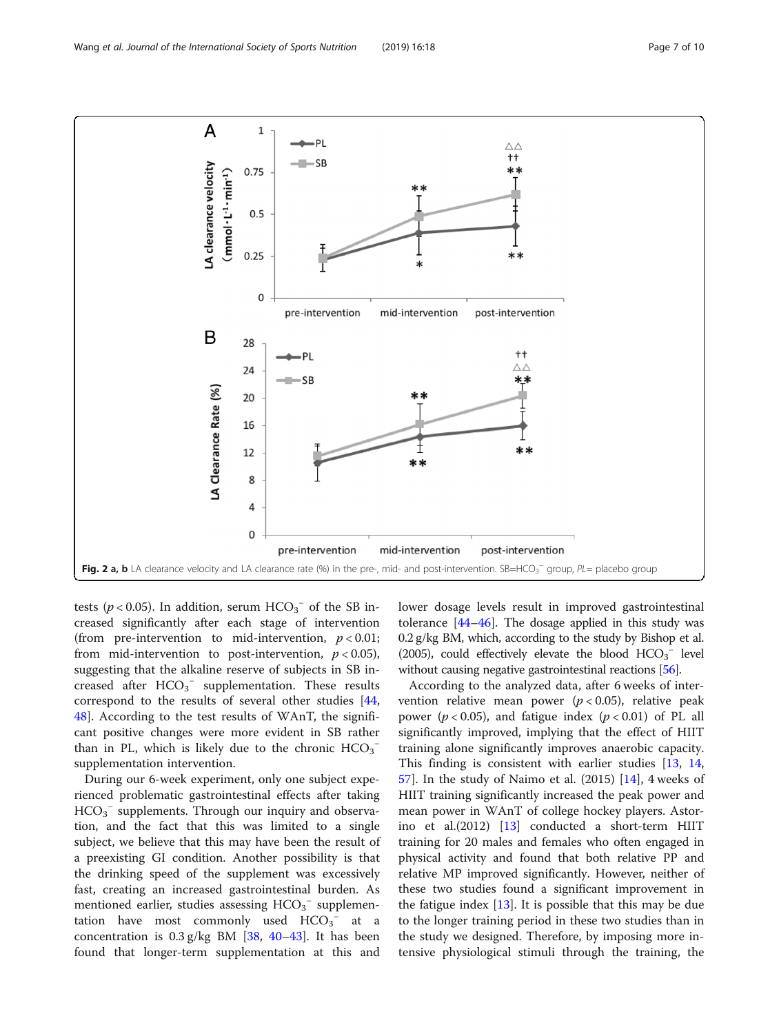Fig. 2 a, b LA clearance velocity and LA clearance rate (%) in the pre-, mid- and post-intervention. SB=$HCO_3^-$ group, *PL*= placebo group

tests ($p < 0.05$). In addition, serum $HCO_3^-$ of the SB increased significantly after each stage of intervention (from pre-intervention to mid-intervention, $p < 0.01$; from mid-intervention to post-intervention, $p < 0.05$), suggesting that the alkaline reserve of subjects in SB increased after $HCO_3^-$ supplementation. These results correspond to the results of several other studies [44, 48]. According to the test results of WAnT, the significant positive changes were more evident in SB rather than in PL, which is likely due to the chronic $HCO_3^-$ supplementation intervention.

During our 6-week experiment, only one subject experienced problematic gastrointestinal effects after taking $HCO_3^-$ supplements. Through our inquiry and observation, and the fact that this was limited to a single subject, we believe that this may have been the result of a preexisting GI condition. Another possibility is that the drinking speed of the supplement was excessively fast, creating an increased gastrointestinal burden. As mentioned earlier, studies assessing $HCO_3^-$ supplementation have most commonly used $HCO_3^-$ at a concentration is 0.3 g/kg BM [38, 40–43]. It has been found that longer-term supplementation at this and lower dosage levels result in improved gastrointestinal tolerance [44–46]. The dosage applied in this study was 0.2 g/kg BM, which, according to the study by Bishop et al. (2005), could effectively elevate the blood $HCO_3^-$ level without causing negative gastrointestinal reactions [56].

According to the analyzed data, after 6 weeks of intervention relative mean power ($p < 0.05$), relative peak power ($p < 0.05$), and fatigue index ($p < 0.01$) of PL all significantly improved, implying that the effect of HIIT training alone significantly improves anaerobic capacity. This finding is consistent with earlier studies [13, 14, 57]. In the study of Naimo et al. (2015) [14], 4 weeks of HIIT training significantly increased the peak power and mean power in WAnT of college hockey players. Astorino et al.(2012) [13] conducted a short-term HIIT training for 20 males and females who often engaged in physical activity and found that both relative PP and relative MP improved significantly. However, neither of these two studies found a significant improvement in the fatigue index [13]. It is possible that this may be due to the longer training period in these two studies than in the study we designed. Therefore, by imposing more intensive physiological stimuli through the training, the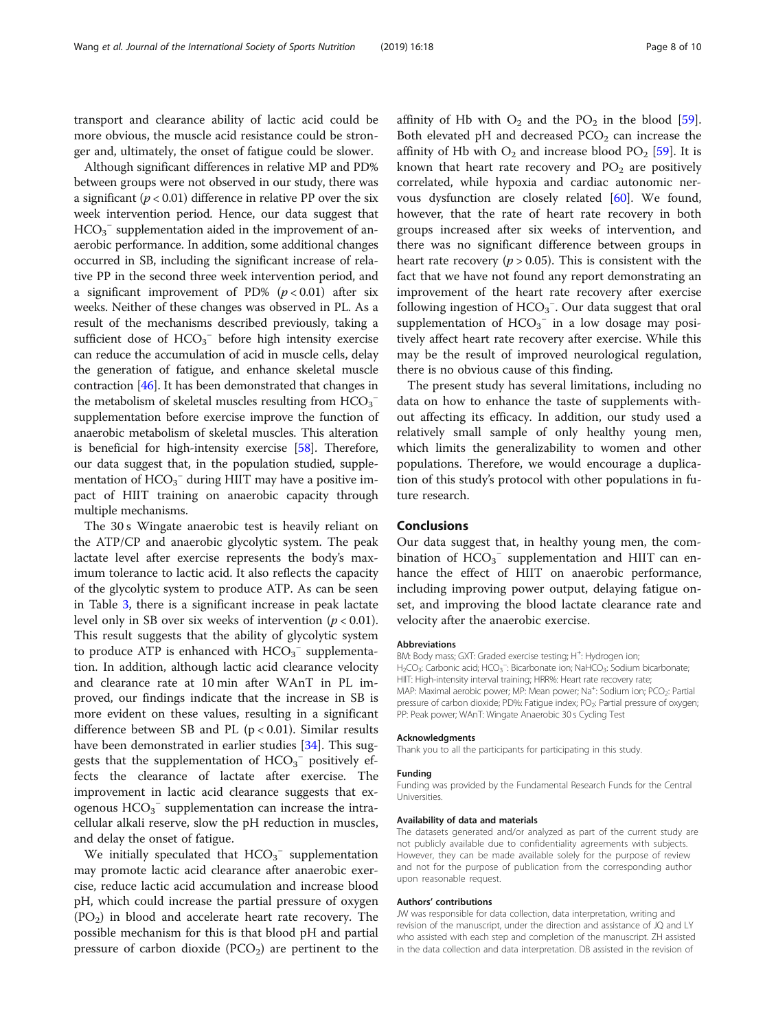transport and clearance ability of lactic acid could be more obvious, the muscle acid resistance could be stronger and, ultimately, the onset of fatigue could be slower.

Although significant differences in relative MP and PD% between groups were not observed in our study, there was a significant ($p < 0.01$) difference in relative PP over the six week intervention period. Hence, our data suggest that $HCO_3^-$ supplementation aided in the improvement of anaerobic performance. In addition, some additional changes occurred in SB, including the significant increase of relative PP in the second three week intervention period, and a significant improvement of PD% ($p < 0.01$) after six weeks. Neither of these changes was observed in PL. As a result of the mechanisms described previously, taking a sufficient dose of $HCO_3^-$ before high intensity exercise can reduce the accumulation of acid in muscle cells, delay the generation of fatigue, and enhance skeletal muscle contraction [46]. It has been demonstrated that changes in the metabolism of skeletal muscles resulting from $HCO_3^-$ supplementation before exercise improve the function of anaerobic metabolism of skeletal muscles. This alteration is beneficial for high-intensity exercise [58]. Therefore, our data suggest that, in the population studied, supplementation of $HCO_3^-$ during HIIT may have a positive impact of HIIT training on anaerobic capacity through multiple mechanisms.

The 30 s Wingate anaerobic test is heavily reliant on the ATP/CP and anaerobic glycolytic system. The peak lactate level after exercise represents the body's maximum tolerance to lactic acid. It also reflects the capacity of the glycolytic system to produce ATP. As can be seen in Table 3, there is a significant increase in peak lactate level only in SB over six weeks of intervention ($p < 0.01$). This result suggests that the ability of glycolytic system to produce ATP is enhanced with $HCO_3^-$ supplementation. In addition, although lactic acid clearance velocity and clearance rate at 10 min after WAnT in PL improved, our findings indicate that the increase in SB is more evident on these values, resulting in a significant difference between SB and PL ($p < 0.01$). Similar results have been demonstrated in earlier studies [34]. This suggests that the supplementation of $HCO_3^-$ positively effects the clearance of lactate after exercise. The improvement in lactic acid clearance suggests that exogenous $HCO_3^-$ supplementation can increase the intracellular alkali reserve, slow the pH reduction in muscles, and delay the onset of fatigue.

We initially speculated that $HCO_3^-$ supplementation may promote lactic acid clearance after anaerobic exercise, reduce lactic acid accumulation and increase blood pH, which could increase the partial pressure of oxygen ($PO_2$) in blood and accelerate heart rate recovery. The possible mechanism for this is that blood pH and partial pressure of carbon dioxide ($PCO_2$) are pertinent to the affinity of Hb with $O_2$ and the $PO_2$ in the blood [59]. Both elevated pH and decreased $PCO_2$ can increase the affinity of Hb with $O_2$ and increase blood $PO_2$ [59]. It is known that heart rate recovery and $PO_2$ are positively correlated, while hypoxia and cardiac autonomic nervous dysfunction are closely related [60]. We found, however, that the rate of heart rate recovery in both groups increased after six weeks of intervention, and there was no significant difference between groups in heart rate recovery ($p > 0.05$). This is consistent with the fact that we have not found any report demonstrating an improvement of the heart rate recovery after exercise following ingestion of $HCO_3^-$. Our data suggest that oral supplementation of $HCO_3^-$ in a low dosage may positively affect heart rate recovery after exercise. While this may be the result of improved neurological regulation, there is no obvious cause of this finding.

The present study has several limitations, including no data on how to enhance the taste of supplements without affecting its efficacy. In addition, our study used a relatively small sample of only healthy young men, which limits the generalizability to women and other populations. Therefore, we would encourage a duplication of this study's protocol with other populations in future research.

## Conclusions

Our data suggest that, in healthy young men, the combination of $HCO_3^-$ supplementation and HIIT can enhance the effect of HIIT on anaerobic performance, including improving power output, delaying fatigue onset, and improving the blood lactate clearance rate and velocity after the anaerobic exercise.

#### Abbreviations

BM: Body mass; GXT: Graded exercise testing; $H^+$: Hydrogen ion; $H_2CO_3$: Carbonic acid; $HCO_3^-$: Bicarbonate ion; $NaHCO_3$: Sodium bicarbonate; HIIT: High-intensity interval training; HRR%: Heart rate recovery rate; MAP: Maximal aerobic power; MP: Mean power; $Na^+$: Sodium ion; $PCO_2$: Partial pressure of carbon dioxide; PD%: Fatigue index; $PO_2$: Partial pressure of oxygen; PP: Peak power; WAnT: Wingate Anaerobic 30 s Cycling Test

#### Acknowledgments

Thank you to all the participants for participating in this study.

#### Funding

Funding was provided by the Fundamental Research Funds for the Central Universities.

#### Availability of data and materials

The datasets generated and/or analyzed as part of the current study are not publicly available due to confidentiality agreements with subjects. However, they can be made available solely for the purpose of review and not for the purpose of publication from the corresponding author upon reasonable request.

#### Authors' contributions

JW was responsible for data collection, data interpretation, writing and revision of the manuscript, under the direction and assistance of JQ and LY who assisted with each step and completion of the manuscript. ZH assisted in the data collection and data interpretation. DB assisted in the revision of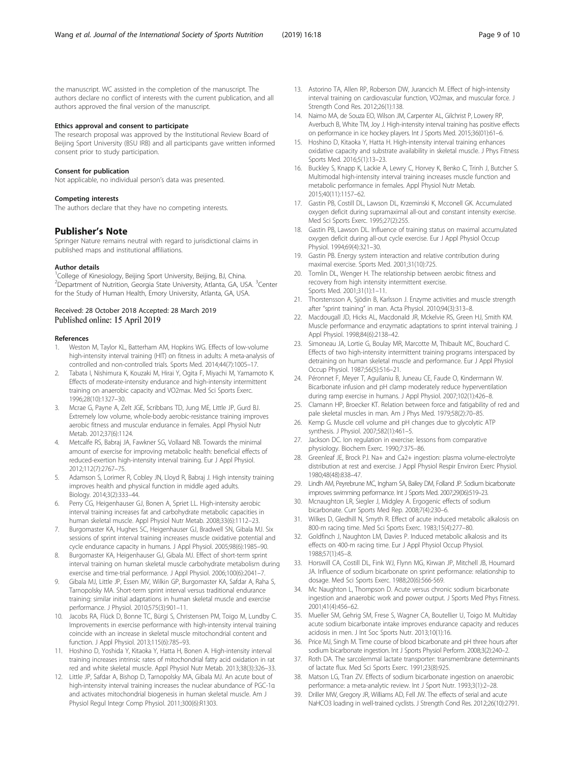the manuscript. WC assisted in the completion of the manuscript. The authors declare no conflict of interests with the current publication, and all authors approved the final version of the manuscript.

#### Ethics approval and consent to participate

The research proposal was approved by the Institutional Review Board of Beijing Sport University (BSU IRB) and all participants gave written informed consent prior to study participation.

#### Consent for publication

Not applicable, no individual person's data was presented.

#### Competing interests

The authors declare that they have no competing interests.

## Publisher's Note

Springer Nature remains neutral with regard to jurisdictional claims in published maps and institutional affiliations.

#### Author details

[1]College of Kinesiology, Beijing Sport University, Beijing, BJ, China. [2]Department of Nutrition, Georgia State University, Atlanta, GA, USA. [3]Center for the Study of Human Health, Emory University, Atlanta, GA, USA.

Received: 28 October 2018 Accepted: 28 March 2019
Published online: 15 April 2019

#### References

1. Weston M, Taylor KL, Batterham AM, Hopkins WG. Effects of low-volume high-intensity interval training (HIT) on fitness in adults: A meta-analysis of controlled and non-controlled trials. Sports Med. 2014;44(7):1005–17.
2. Tabata I, Nishimura K, Kouzaki M, Hirai Y, Ogita F, Miyachi M, Yamamoto K. Effects of moderate-intensity endurance and high-intensity intermittent training on anaerobic capacity and VO2max. Med Sci Sports Exerc. 1996;28(10):1327–30.
3. Mcrae G, Payne A, Zelt JGE, Scribbans TD, Jung ME, Little JP, Gurd BJ. Extremely low volume, whole-body aerobic-resistance training improves aerobic fitness and muscular endurance in females. Appl Physiol Nutr Metab. 2012;37(6):1124.
4. Metcalfe RS, Babraj JA, Fawkner SG, Vollaard NB. Towards the minimal amount of exercise for improving metabolic health: beneficial effects of reduced-exertion high-intensity interval training. Eur J Appl Physiol. 2012;112(7):2767–75.
5. Adamson S, Lorimer R, Cobley JN, Lloyd R, Babraj J. High intensity training improves health and physical function in middle aged adults. Biology. 2014;3(2):333–44.
6. Perry CG, Heigenhauser GJ, Bonen A, Spriet LL. High-intensity aerobic interval training increases fat and carbohydrate metabolic capacities in human skeletal muscle. Appl Physiol Nutr Metab. 2008;33(6):1112–23.
7. Burgomaster KA, Hughes SC, Heigenhauser GJ, Bradwell SN, Gibala MJ. Six sessions of sprint interval training increases muscle oxidative potential and cycle endurance capacity in humans. J Appl Physiol. 2005;98(6):1985–90.
8. Burgomaster KA, Heigenhauser GJ, Gibala MJ. Effect of short-term sprint interval training on human skeletal muscle carbohydrate metabolism during exercise and time-trial performance. J Appl Physiol. 2006;100(6):2041–7.
9. Gibala MJ, Little JP, Essen MV, Wilkin GP, Burgomaster KA, Safdar A, Raha S, Tarnopolsky MA. Short-term sprint interval versus traditional endurance training: similar initial adaptations in human skeletal muscle and exercise performance. J Physiol. 2010;575(3):901–11.
10. Jacobs RA, Flück D, Bonne TC, Bürgi S, Christensen PM, Toigo M, Lundby C. Improvements in exercise performance with high-intensity interval training coincide with an increase in skeletal muscle mitochondrial content and function. J Appl Physiol. 2013;115(6):785–93.
11. Hoshino D, Yoshida Y, Kitaoka Y, Hatta H, Bonen A. High-intensity interval training increases intrinsic rates of mitochondrial fatty acid oxidation in rat red and white skeletal muscle. Appl Physiol Nutr Metab. 2013;38(3):326–33.
12. Little JP, Safdar A, Bishop D, Tarnopolsky MA, Gibala MJ. An acute bout of high-intensity interval training increases the nuclear abundance of PGC-1α and activates mitochondrial biogenesis in human skeletal muscle. Am J Physiol Regul Integr Comp Physiol. 2011;300(6):R1303.
13. Astorino TA, Allen RP, Roberson DW, Jurancich M. Effect of high-intensity interval training on cardiovascular function, VO2max, and muscular force. J Strength Cond Res. 2012;26(1):138.
14. Naimo MA, de Souza EO, Wilson JM, Carpenter AL, Gilchrist P, Lowery RP, Averbuch B, White TM, Joy J. High-intensity interval training has positive effects on performance in ice hockey players. Int J Sports Med. 2015;36(01):61–6.
15. Hoshino D, Kitaoka Y, Hatta H. High-intensity interval training enhances oxidative capacity and substrate availability in skeletal muscle. J Phys Fitness Sports Med. 2016;5(1):13–23.
16. Buckley S, Knapp K, Lackie A, Lewry C, Horvey K, Benko C, Trinh J, Butcher S. Multimodal high-intensity interval training increases muscle function and metabolic performance in females. Appl Physiol Nutr Metab. 2015;40(11):1157–62.
17. Gastin PB, Costill DL, Lawson DL, Krzeminski K, Mcconell GK. Accumulated oxygen deficit during supramaximal all-out and constant intensity exercise. Med Sci Sports Exerc. 1995;27(2):255.
18. Gastin PB, Lawson DL. Influence of training status on maximal accumulated oxygen deficit during all-out cycle exercise. Eur J Appl Physiol Occup Physiol. 1994;69(4):321–30.
19. Gastin PB. Energy system interaction and relative contribution during maximal exercise. Sports Med. 2001;31(10):725.
20. Tomlin DL, Wenger H. The relationship between aerobic fitness and recovery from high intensity intermittent exercise. Sports Med. 2001;31(1):1–11.
21. Thorstensson A, Sjödin B, Karlsson J. Enzyme activities and muscle strength after "sprint training" in man. Acta Physiol. 2010;94(3):313–8.
22. Macdougall JD, Hicks AL, Macdonald JR, Mckelvie RS, Green HJ, Smith KM. Muscle performance and enzymatic adaptations to sprint interval training. J Appl Physiol. 1998;84(6):2138–42.
23. Simoneau JA, Lortie G, Boulay MR, Marcotte M, Thibault MC, Bouchard C. Effects of two high-intensity intermittent training programs interspaced by detraining on human skeletal muscle and performance. Eur J Appl Physiol Occup Physiol. 1987;56(5):516–21.
24. Péronnet F, Meyer T, Aguilaniu B, Juneau CE, Faude O, Kindermann W. Bicarbonate infusion and pH clamp moderately reduce hyperventilation during ramp exercise in humans. J Appl Physiol. 2007;102(1):426–8.
25. Clamann HP, Broecker KT. Relation between force and fatigability of red and pale skeletal muscles in man. Am J Phys Med. 1979;58(2):70–85.
26. Kemp G. Muscle cell volume and pH changes due to glycolytic ATP synthesis. J Physiol. 2007;582(1):461–5.
27. Jackson DC. Ion regulation in exercise: lessons from comparative physiology. Biochem Exerc. 1990;7:375–86.
28. Greenleaf JE, Brock PJ. Na+ and Ca2+ ingestion: plasma volume-electrolyte distribution at rest and exercise. J Appl Physiol Respir Environ Exerc Physiol. 1980;48(48):838–47.
29. Lindh AM, Peyrebrune MC, Ingham SA, Bailey DM, Folland JP. Sodium bicarbonate improves swimming performance. Int J Sports Med. 2007;29(06):519–23.
30. Mcnaughton LR, Siegler J, Midgley A. Ergogenic effects of sodium bicarbonate. Curr Sports Med Rep. 2008;7(4):230–6.
31. Wilkes D, Gledhill N, Smyth R. Effect of acute induced metabolic alkalosis on 800-m racing time. Med Sci Sports Exerc. 1983;15(4):277–80.
32. Goldfinch J, Naughton LM, Davies P. Induced metabolic alkalosis and its effects on 400-m racing time. Eur J Appl Physiol Occup Physiol. 1988;57(1):45–8.
33. Horswill CA, Costill DL, Fink WJ, Flynn MG, Kirwan JP, Mitchell JB, Houmard JA. Influence of sodium bicarbonate on sprint performance: relationship to dosage. Med Sci Sports Exerc. 1988;20(6):566-569.
34. Mc Naughton L, Thompson D. Acute versus chronic sodium bicarbonate ingestion and anaerobic work and power output. J Sports Med Phys Fitness. 2001;41(4):456–62.
35. Mueller SM, Gehrig SM, Frese S, Wagner CA, Boutellier U, Toigo M. Multiday acute sodium bicarbonate intake improves endurance capacity and reduces acidosis in men. J Int Soc Sports Nutr. 2013;10(1):16.
36. Price MJ, Singh M. Time course of blood bicarbonate and pH three hours after sodium bicarbonate ingestion. Int J Sports Physiol Perform. 2008;3(2):240–2.
37. Roth DA. The sarcolemmal lactate transporter: transmembrane determinants of lactate flux. Med Sci Sports Exerc. 1991;23(8):925.
38. Matson LG, Tran ZV. Effects of sodium bicarbonate ingestion on anaerobic performance: a meta-analytic review. Int J Sport Nutr. 1993;3(1):2–28.
39. Driller MW, Gregory JR, Williams AD, Fell JW. The effects of serial and acute NaHCO3 loading in well-trained cyclists. J Strength Cond Res. 2012;26(10):2791.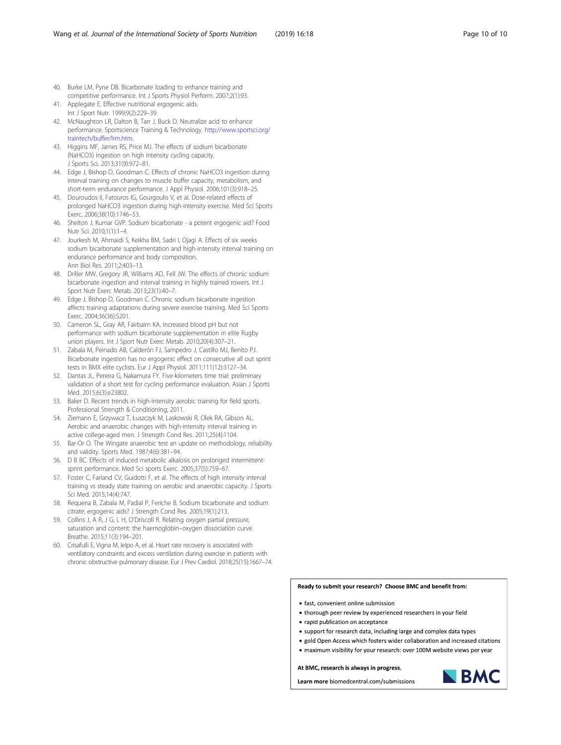40. Burke LM, Pyne DB. Bicarbonate loading to enhance training and competitive performance. Int J Sports Physiol Perform. 2007;2(1):93.
41. Applegate E. Effective nutritional ergogenic aids. Int J Sport Nutr. 1999;9(2):229–39.
42. McNaughton LR, Dalton B, Tarr J, Buck D. Neutralize acid to enhance performance. Sportscience Training & Technology. http://www.sportsci.org/traintech/buffer/lrm.htm.
43. Higgins MF, James RS, Price MJ. The effects of sodium bicarbonate ($NaHCO_3$) ingestion on high intensity cycling capacity. J Sports Sci. 2013;31(9):972–81.
44. Edge J, Bishop D, Goodman C. Effects of chronic $NaHCO_3$ ingestion during interval training on changes to muscle buffer capacity, metabolism, and short-term endurance performance. J Appl Physiol. 2006;101(3):918–25.
45. Douroudos II, Fatouros IG, Gourgoulis V, et al. Dose-related effects of prolonged $NaHCO_3$ ingestion during high-intensity exercise. Med Sci Sports Exerc. 2006;38(10):1746–53.
46. Shelton J, Kumar GVP. Sodium bicarbonate - a potent ergogenic aid? Food Nutr Sci. 2010;1(1):1–4.
47. Jourkesh M, Ahmaidi S, Keikha BM, Sadri I, Ojagi A. Effects of six weeks sodium bicarbonate supplementation and high-intensity interval training on endurance performance and body composition. Ann Biol Res. 2011;2:403–13.
48. Driller MW, Gregory JR, Williams AD, Fell JW. The effects of chronic sodium bicarbonate ingestion and interval training in highly trained rowers. Int J Sport Nutr Exerc Metab. 2013;23(1):40–7.
49. Edge J, Bishop D, Goodman C. Chronic sodium bicarbonate ingestion affects training adaptations during severe exercise training. Med Sci Sports Exerc. 2004;36(36):S201.
50. Cameron SL, Gray AR, Fairbairn KA. Increased blood pH but not performance with sodium bicarbonate supplementation in elite Rugby union players. Int J Sport Nutr Exerc Metab. 2010;20(4):307–21.
51. Zabala M, Peinado AB, Calderón FJ, Sampedro J, Castillo MJ, Benito PJ. Bicarbonate ingestion has no ergogenic effect on consecutive all out sprint tests in BMX elite cyclists. Eur J Appl Physiol. 2011;111(12):3127–34.
52. Dantas JL, Pereira G, Nakamura FY. Five-kilometers time trial: preliminary validation of a short test for cycling performance evaluation. Asian J Sports Med. 2015;6(3):e23802.
53. Baker D. Recent trends in high-intensity aerobic training for field sports. Professional Strength & Conditioning; 2011.
54. Ziemann E, Grzywacz T, Łuszczyk M, Laskowski R, Olek RA, Gibson AL. Aerobic and anaerobic changes with high-intensity interval training in active college-aged men. J Strength Cond Res. 2011;25(4):1104.
55. Bar-Or O. The Wingate anaerobic test an update on methodology, reliability and validity. Sports Med. 1987;4(6):381–94.
56. D B BC. Effects of induced metabolic alkalosis on prolonged intermittent-sprint performance. Med Sci sports Exerc. 2005;37(5):759–67.
57. Foster C, Farland CV, Guidotti F, et al. The effects of high intensity interval training vs steady state training on aerobic and anaerobic capacity. J Sports Sci Med. 2015;14(4):747.
58. Requena B, Zabala M, Padial P, Feriche B. Sodium bicarbonate and sodium citrate: ergogenic aids? J Strength Cond Res. 2005;19(1):213.
59. Collins J, A R, J G, L H, O'Driscoll R. Relating oxygen partial pressure, saturation and content: the haemoglobin–oxygen dissociation curve. Breathe. 2015;11(3):194–201.
60. Crisafulli E, Vigna M, Ielpo A, et al. Heart rate recovery is associated with ventilatory constraints and excess ventilation during exercise in patients with chronic obstructive pulmonary disease. Eur J Prev Cardiol. 2018;25(15):1667–74.

**Ready to submit your research? Choose BMC and benefit from:**

- fast, convenient online submission
- thorough peer review by experienced researchers in your field
- rapid publication on acceptance
- support for research data, including large and complex data types
- gold Open Access which fosters wider collaboration and increased citations
- maximum visibility for your research: over 100M website views per year

**At BMC, research is always in progress.**

**Learn more** biomedcentral.com/submissions

BMC